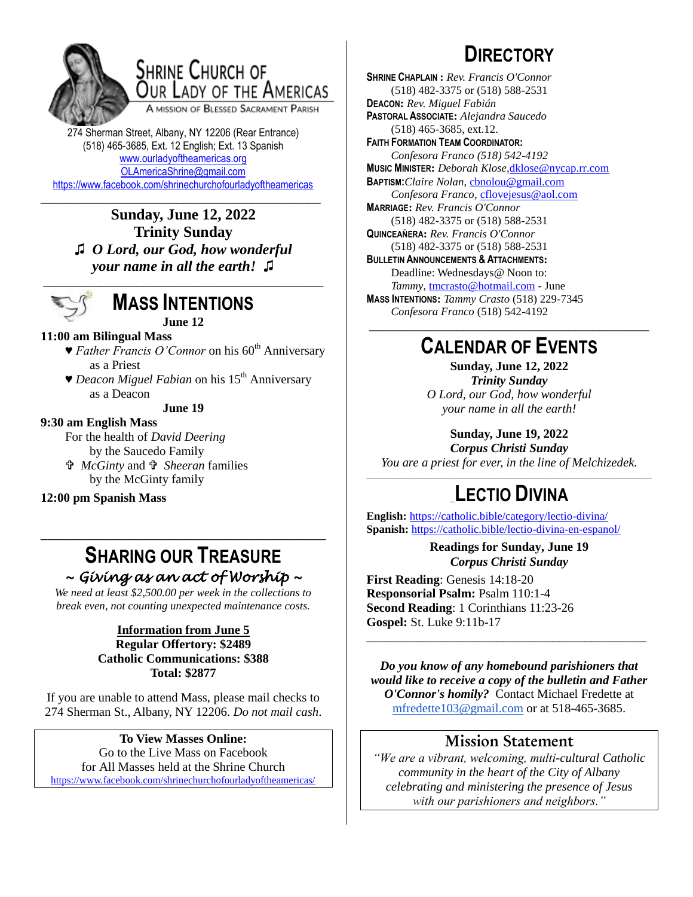# Shrine Church of Our Lady of the Americas

A Mission of Blessed Sacrament Parish

274 Sherman Street, Albany, NY 12206 (Rear Entrance)
(518) 465-3685, Ext. 12 English; Ext. 13 Spanish
www.ourladyoftheamericas.org
OLAmericaShrine@gmail.com
https://www.facebook.com/shrinechurchofourladyoftheamericas

---

**Sunday, June 12, 2022**
**Trinity Sunday**
♫ ***O Lord, our God, how wonderful your name in all the earth!*** ♫

---

## Mass Intentions

**June 12**

**11:00 am Bilingual Mass**

- ♥ *Father Francis O'Connor* on his 60th Anniversary as a Priest
- ♥ *Deacon Miguel Fabian* on his 15th Anniversary as a Deacon

**June 19**

**9:30 am English Mass**

For the health of *David Deering* by the Saucedo Family
✞ *McGinty* and ✞ *Sheeran* families by the McGinty family

**12:00 pm Spanish Mass**

---

## Sharing Our Treasure

*~ Giving as an act of Worship ~*

*We need at least $2,500.00 per week in the collections to break even, not counting unexpected maintenance costs.*

**Information from June 5**
**Regular Offertory: $2489**
**Catholic Communications: $388**
**Total: $2877**

If you are unable to attend Mass, please mail checks to 274 Sherman St., Albany, NY 12206. *Do not mail cash*.

**To View Masses Online:**
Go to the Live Mass on Facebook for All Masses held at the Shrine Church
https://www.facebook.com/shrinechurchofourladyoftheamericas/

## Directory

**Shrine Chaplain :** *Rev. Francis O'Connor*
(518) 482-3375 or (518) 588-2531
**Deacon:** *Rev. Miguel Fabián*
**Pastoral Associate:** *Alejandra Saucedo*
(518) 465-3685, ext.12.
**Faith Formation Team Coordinator:**
*Confesora Franco (518) 542-4192*
**Music Minister:** *Deborah Klose*, dklose@nycap.rr.com
**Baptism:** *Claire Nolan*, cbnolou@gmail.com
*Confesora Franco*, cflovejesus@aol.com
**Marriage:** *Rev. Francis O'Connor*
(518) 482-3375 or (518) 588-2531
**Quinceañera:** *Rev. Francis O'Connor*
(518) 482-3375 or (518) 588-2531
**Bulletin Announcements & Attachments:**
Deadline: Wednesdays@ Noon to:
*Tammy*, tmcrasto@hotmail.com - June
**Mass Intentions:** *Tammy Crasto* (518) 229-7345
*Confesora Franco* (518) 542-4192

---

## Calendar of Events

**Sunday, June 12, 2022**
***Trinity Sunday***
*O Lord, our God, how wonderful your name in all the earth!*

**Sunday, June 19, 2022**
***Corpus Christi Sunday***
*You are a priest for ever, in the line of Melchizedek.*

---

## Lectio Divina

**English:** https://catholic.bible/category/lectio-divina/
**Spanish:** https://catholic.bible/lectio-divina-en-espanol/

**Readings for Sunday, June 19**
***Corpus Christi Sunday***

**First Reading**: Genesis 14:18-20
**Responsorial Psalm:** Psalm 110:1-4
**Second Reading**: 1 Corinthians 11:23-26
**Gospel:** St. Luke 9:11b-17

---

***Do you know of any homebound parishioners that would like to receive a copy of the bulletin and Father O'Connor's homily?*** Contact Michael Fredette at mfredette103@gmail.com or at 518-465-3685.

## Mission Statement

*"We are a vibrant, welcoming, multi-cultural Catholic community in the heart of the City of Albany celebrating and ministering the presence of Jesus with our parishioners and neighbors."*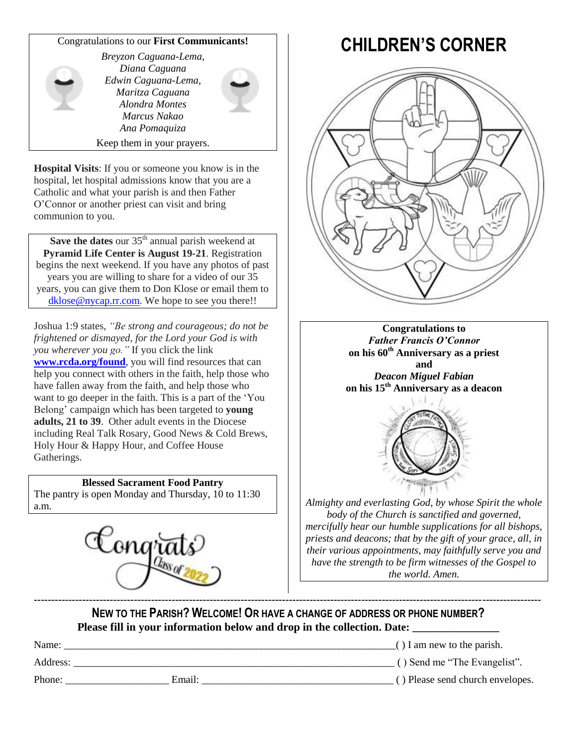Congratulations to our **First Communicants!**

*Breyzon Caguana-Lema,*
*Diana Caguana*
*Edwin Caguana-Lema,*
*Maritza Caguana*
*Alondra Montes*
*Marcus Nakao*
*Ana Pomaquiza*

Keep them in your prayers.

**Hospital Visits**: If you or someone you know is in the hospital, let hospital admissions know that you are a Catholic and what your parish is and then Father O'Connor or another priest can visit and bring communion to you.

**Save the dates** our 35th annual parish weekend at **Pyramid Life Center is August 19-21**. Registration begins the next weekend. If you have any photos of past years you are willing to share for a video of our 35 years, you can give them to Don Klose or email them to dklose@nycap.rr.com. We hope to see you there!!

Joshua 1:9 states, *"Be strong and courageous; do not be frightened or dismayed, for the Lord your God is with you wherever you go."* If you click the link **www.rcda.org/found**, you will find resources that can help you connect with others in the faith, help those who have fallen away from the faith, and help those who want to go deeper in the faith. This is a part of the 'You Belong' campaign which has been targeted to **young adults, 21 to 39**. Other adult events in the Diocese including Real Talk Rosary, Good News & Cold Brews, Holy Hour & Happy Hour, and Coffee House Gatherings.

**Blessed Sacrament Food Pantry**
The pantry is open Monday and Thursday, 10 to 11:30 a.m.

Congrats Class of 2022

# CHILDREN'S CORNER

**Congratulations to**
***Father Francis O'Connor***
**on his 60th Anniversary as a priest**
**and**
***Deacon Miguel Fabian***
**on his 15th Anniversary as a deacon**

*Almighty and everlasting God, by whose Spirit the whole body of the Church is sanctified and governed, mercifully hear our humble supplications for all bishops, priests and deacons; that by the gift of your grace, all, in their various appointments, may faithfully serve you and have the strength to be firm witnesses of the Gospel to the world. Amen.*

---

**NEW TO THE PARISH? WELCOME! OR HAVE A CHANGE OF ADDRESS OR PHONE NUMBER?**
**Please fill in your information below and drop in the collection. Date: _______________**

Name: _________________________________________________________________( ) I am new to the parish.

Address: _______________________________________________________________ ( ) Send me "The Evangelist".

Phone: ____________________ Email: _____________________________________ ( ) Please send church envelopes.